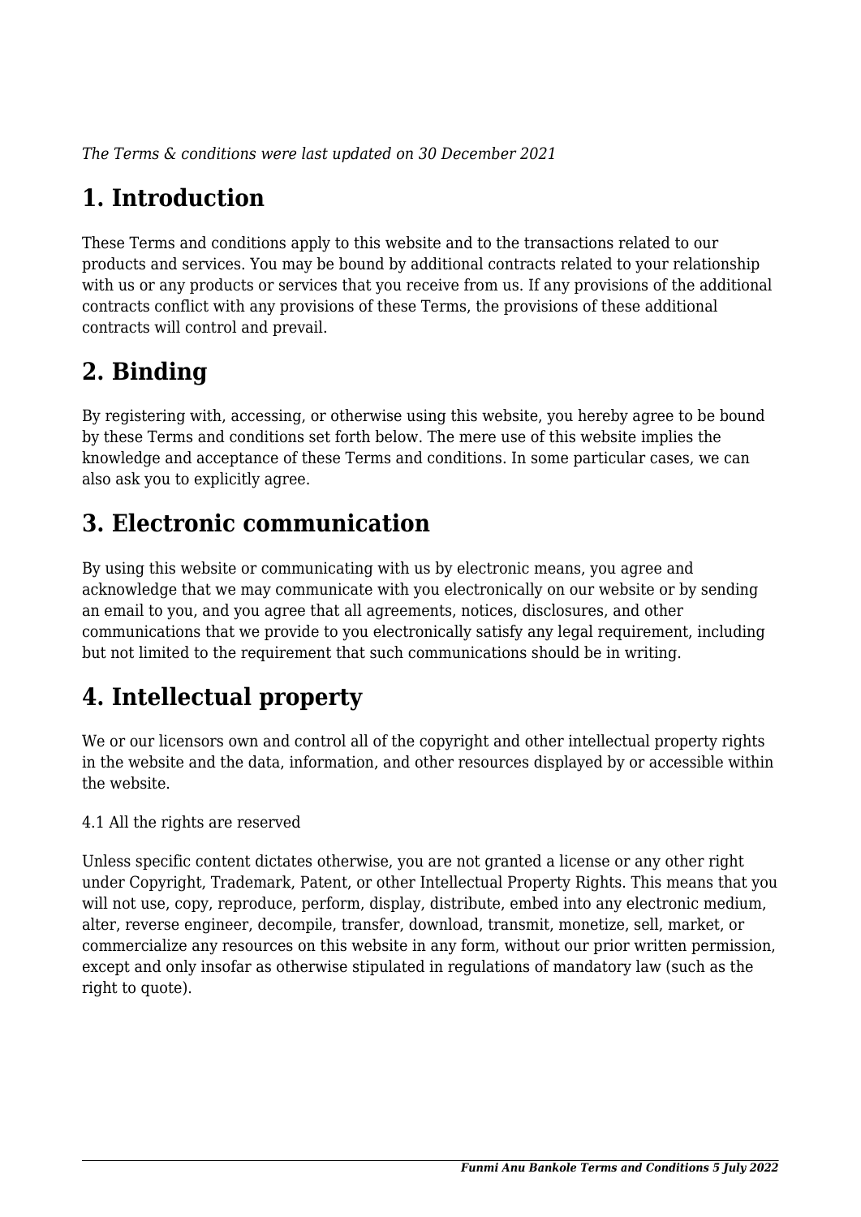*The Terms & conditions were last updated on 30 December 2021*

## 1. Introduction

These Terms and conditions apply to this website and to the transactions related to our products and services. You may be bound by additional contracts related to your relationship with us or any products or services that you receive from us. If any provisions of the additional contracts conflict with any provisions of these Terms, the provisions of these additional contracts will control and prevail.

## 2. Binding

By registering with, accessing, or otherwise using this website, you hereby agree to be bound by these Terms and conditions set forth below. The mere use of this website implies the knowledge and acceptance of these Terms and conditions. In some particular cases, we can also ask you to explicitly agree.

## 3. Electronic communication

By using this website or communicating with us by electronic means, you agree and acknowledge that we may communicate with you electronically on our website or by sending an email to you, and you agree that all agreements, notices, disclosures, and other communications that we provide to you electronically satisfy any legal requirement, including but not limited to the requirement that such communications should be in writing.

## 4. Intellectual property

We or our licensors own and control all of the copyright and other intellectual property rights in the website and the data, information, and other resources displayed by or accessible within the website.

4.1 All the rights are reserved

Unless specific content dictates otherwise, you are not granted a license or any other right under Copyright, Trademark, Patent, or other Intellectual Property Rights. This means that you will not use, copy, reproduce, perform, display, distribute, embed into any electronic medium, alter, reverse engineer, decompile, transfer, download, transmit, monetize, sell, market, or commercialize any resources on this website in any form, without our prior written permission, except and only insofar as otherwise stipulated in regulations of mandatory law (such as the right to quote).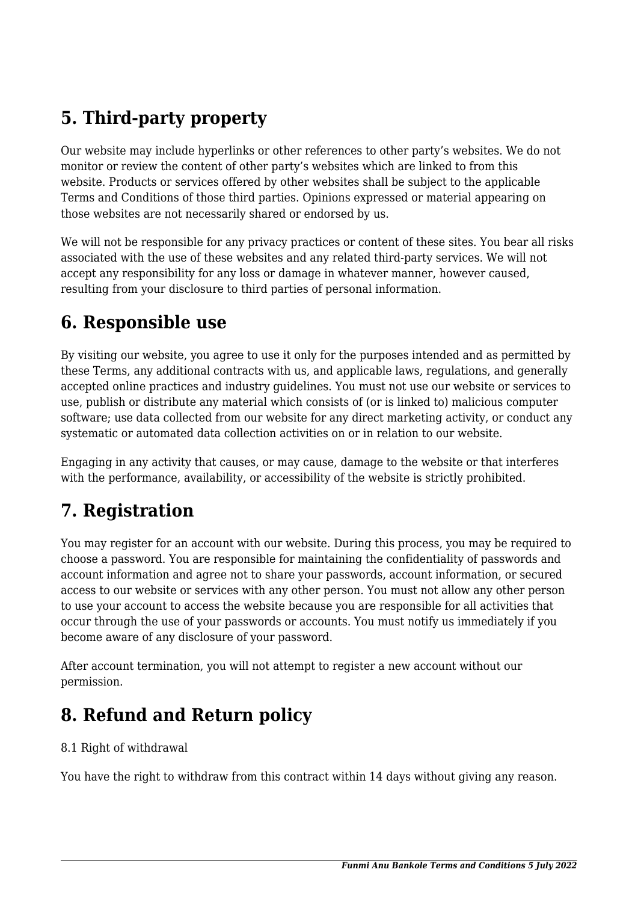## 5. Third-party property

Our website may include hyperlinks or other references to other party's websites. We do not monitor or review the content of other party's websites which are linked to from this website. Products or services offered by other websites shall be subject to the applicable Terms and Conditions of those third parties. Opinions expressed or material appearing on those websites are not necessarily shared or endorsed by us.

We will not be responsible for any privacy practices or content of these sites. You bear all risks associated with the use of these websites and any related third-party services. We will not accept any responsibility for any loss or damage in whatever manner, however caused, resulting from your disclosure to third parties of personal information.

## 6. Responsible use

By visiting our website, you agree to use it only for the purposes intended and as permitted by these Terms, any additional contracts with us, and applicable laws, regulations, and generally accepted online practices and industry guidelines. You must not use our website or services to use, publish or distribute any material which consists of (or is linked to) malicious computer software; use data collected from our website for any direct marketing activity, or conduct any systematic or automated data collection activities on or in relation to our website.

Engaging in any activity that causes, or may cause, damage to the website or that interferes with the performance, availability, or accessibility of the website is strictly prohibited.

## 7. Registration

You may register for an account with our website. During this process, you may be required to choose a password. You are responsible for maintaining the confidentiality of passwords and account information and agree not to share your passwords, account information, or secured access to our website or services with any other person. You must not allow any other person to use your account to access the website because you are responsible for all activities that occur through the use of your passwords or accounts. You must notify us immediately if you become aware of any disclosure of your password.

After account termination, you will not attempt to register a new account without our permission.

## 8. Refund and Return policy

8.1 Right of withdrawal

You have the right to withdraw from this contract within 14 days without giving any reason.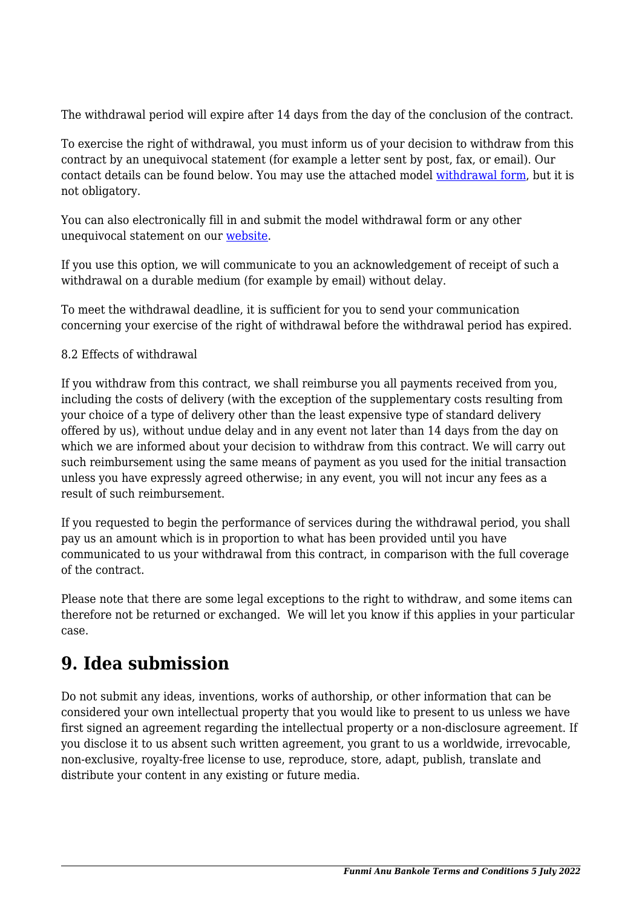The withdrawal period will expire after 14 days from the day of the conclusion of the contract.

To exercise the right of withdrawal, you must inform us of your decision to withdraw from this contract by an unequivocal statement (for example a letter sent by post, fax, or email). Our contact details can be found below. You may use the attached model withdrawal form, but it is not obligatory.

You can also electronically fill in and submit the model withdrawal form or any other unequivocal statement on our website.

If you use this option, we will communicate to you an acknowledgement of receipt of such a withdrawal on a durable medium (for example by email) without delay.

To meet the withdrawal deadline, it is sufficient for you to send your communication concerning your exercise of the right of withdrawal before the withdrawal period has expired.

8.2 Effects of withdrawal

If you withdraw from this contract, we shall reimburse you all payments received from you, including the costs of delivery (with the exception of the supplementary costs resulting from your choice of a type of delivery other than the least expensive type of standard delivery offered by us), without undue delay and in any event not later than 14 days from the day on which we are informed about your decision to withdraw from this contract. We will carry out such reimbursement using the same means of payment as you used for the initial transaction unless you have expressly agreed otherwise; in any event, you will not incur any fees as a result of such reimbursement.

If you requested to begin the performance of services during the withdrawal period, you shall pay us an amount which is in proportion to what has been provided until you have communicated to us your withdrawal from this contract, in comparison with the full coverage of the contract.

Please note that there are some legal exceptions to the right to withdraw, and some items can therefore not be returned or exchanged. We will let you know if this applies in your particular case.

## 9. Idea submission

Do not submit any ideas, inventions, works of authorship, or other information that can be considered your own intellectual property that you would like to present to us unless we have first signed an agreement regarding the intellectual property or a non-disclosure agreement. If you disclose it to us absent such written agreement, you grant to us a worldwide, irrevocable, non-exclusive, royalty-free license to use, reproduce, store, adapt, publish, translate and distribute your content in any existing or future media.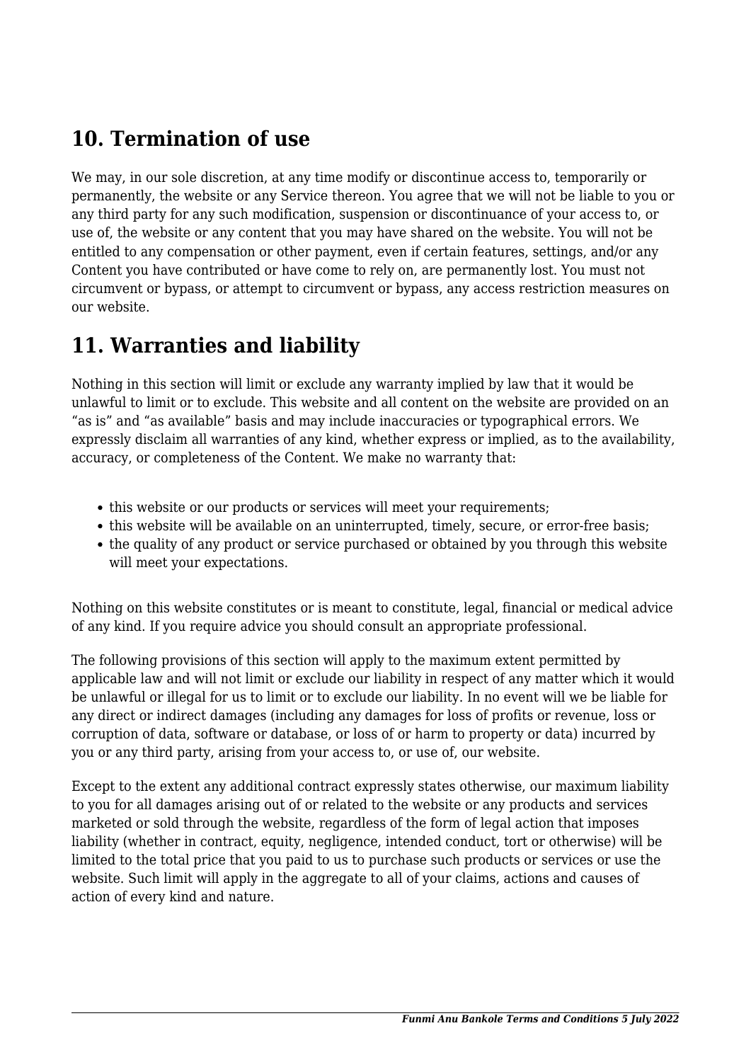## 10. Termination of use

We may, in our sole discretion, at any time modify or discontinue access to, temporarily or permanently, the website or any Service thereon. You agree that we will not be liable to you or any third party for any such modification, suspension or discontinuance of your access to, or use of, the website or any content that you may have shared on the website. You will not be entitled to any compensation or other payment, even if certain features, settings, and/or any Content you have contributed or have come to rely on, are permanently lost. You must not circumvent or bypass, or attempt to circumvent or bypass, any access restriction measures on our website.

## 11. Warranties and liability

Nothing in this section will limit or exclude any warranty implied by law that it would be unlawful to limit or to exclude. This website and all content on the website are provided on an "as is" and "as available" basis and may include inaccuracies or typographical errors. We expressly disclaim all warranties of any kind, whether express or implied, as to the availability, accuracy, or completeness of the Content. We make no warranty that:

- this website or our products or services will meet your requirements;
- this website will be available on an uninterrupted, timely, secure, or error-free basis;
- the quality of any product or service purchased or obtained by you through this website will meet your expectations.

Nothing on this website constitutes or is meant to constitute, legal, financial or medical advice of any kind. If you require advice you should consult an appropriate professional.

The following provisions of this section will apply to the maximum extent permitted by applicable law and will not limit or exclude our liability in respect of any matter which it would be unlawful or illegal for us to limit or to exclude our liability. In no event will we be liable for any direct or indirect damages (including any damages for loss of profits or revenue, loss or corruption of data, software or database, or loss of or harm to property or data) incurred by you or any third party, arising from your access to, or use of, our website.

Except to the extent any additional contract expressly states otherwise, our maximum liability to you for all damages arising out of or related to the website or any products and services marketed or sold through the website, regardless of the form of legal action that imposes liability (whether in contract, equity, negligence, intended conduct, tort or otherwise) will be limited to the total price that you paid to us to purchase such products or services or use the website. Such limit will apply in the aggregate to all of your claims, actions and causes of action of every kind and nature.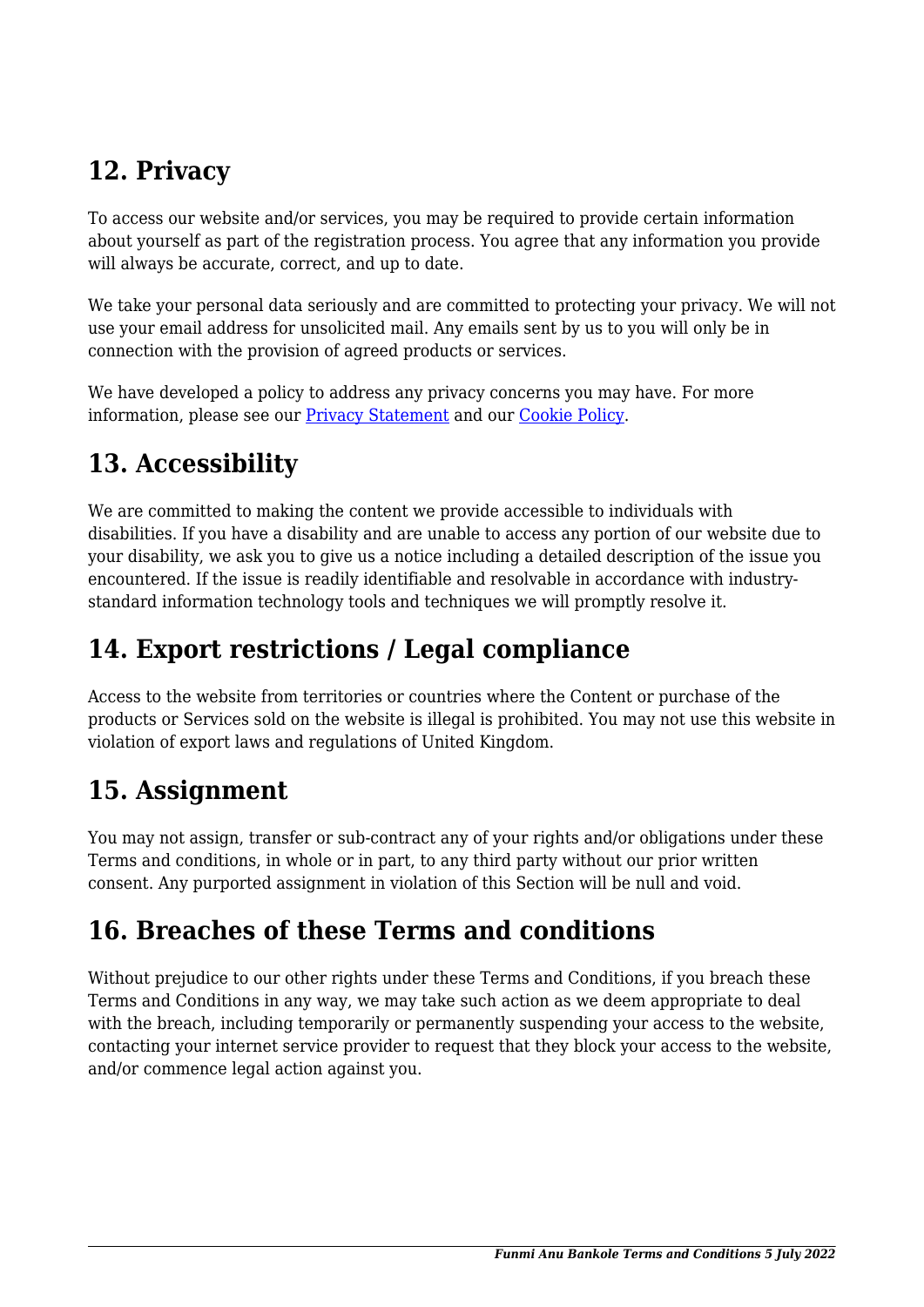## 12. Privacy

To access our website and/or services, you may be required to provide certain information about yourself as part of the registration process. You agree that any information you provide will always be accurate, correct, and up to date.

We take your personal data seriously and are committed to protecting your privacy. We will not use your email address for unsolicited mail. Any emails sent by us to you will only be in connection with the provision of agreed products or services.

We have developed a policy to address any privacy concerns you may have. For more information, please see our Privacy Statement and our Cookie Policy.

## 13. Accessibility

We are committed to making the content we provide accessible to individuals with disabilities. If you have a disability and are unable to access any portion of our website due to your disability, we ask you to give us a notice including a detailed description of the issue you encountered. If the issue is readily identifiable and resolvable in accordance with industry-standard information technology tools and techniques we will promptly resolve it.

## 14. Export restrictions / Legal compliance

Access to the website from territories or countries where the Content or purchase of the products or Services sold on the website is illegal is prohibited. You may not use this website in violation of export laws and regulations of United Kingdom.

## 15. Assignment

You may not assign, transfer or sub-contract any of your rights and/or obligations under these Terms and conditions, in whole or in part, to any third party without our prior written consent. Any purported assignment in violation of this Section will be null and void.

## 16. Breaches of these Terms and conditions

Without prejudice to our other rights under these Terms and Conditions, if you breach these Terms and Conditions in any way, we may take such action as we deem appropriate to deal with the breach, including temporarily or permanently suspending your access to the website, contacting your internet service provider to request that they block your access to the website, and/or commence legal action against you.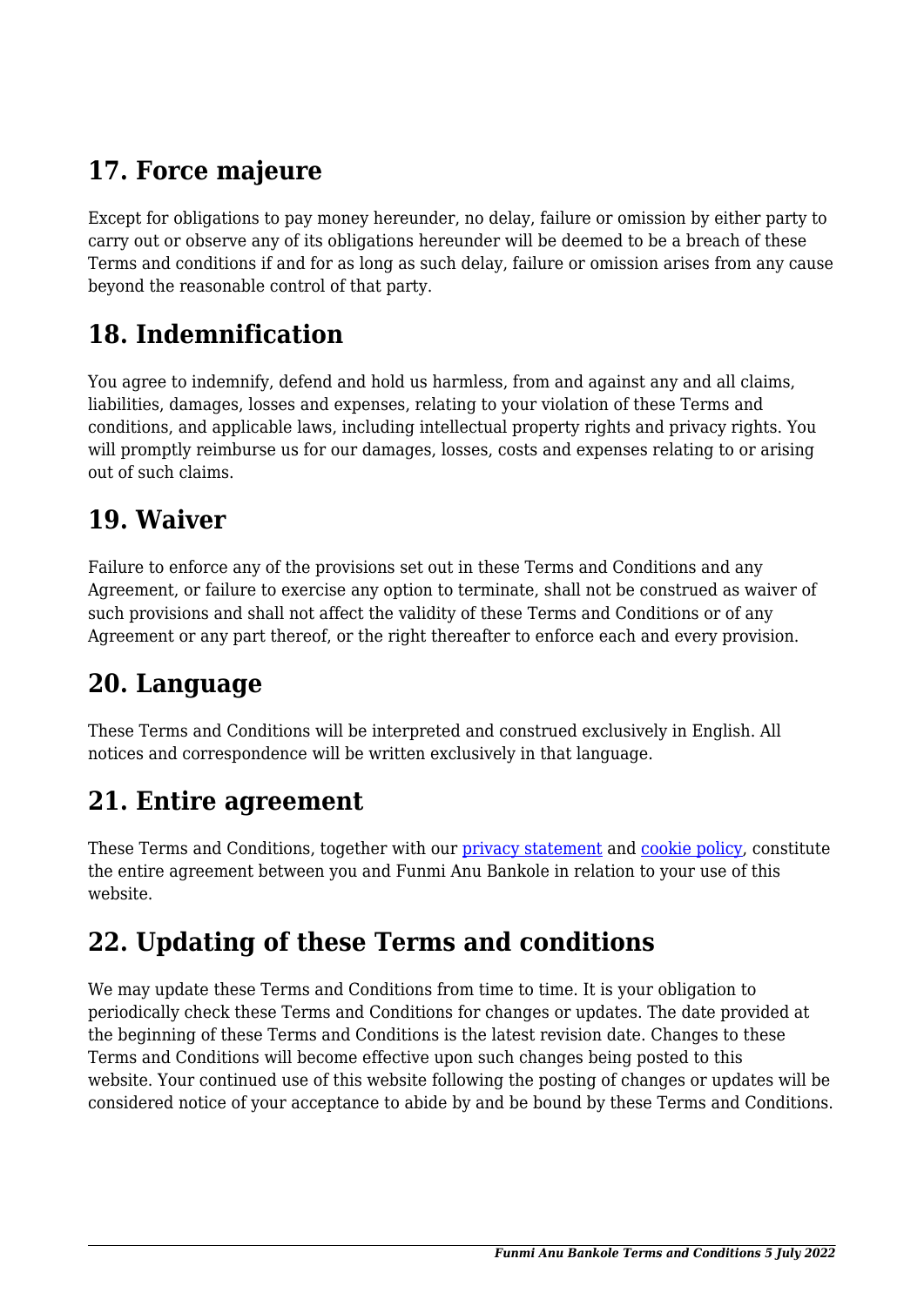## 17. Force majeure

Except for obligations to pay money hereunder, no delay, failure or omission by either party to carry out or observe any of its obligations hereunder will be deemed to be a breach of these Terms and conditions if and for as long as such delay, failure or omission arises from any cause beyond the reasonable control of that party.

## 18. Indemnification

You agree to indemnify, defend and hold us harmless, from and against any and all claims, liabilities, damages, losses and expenses, relating to your violation of these Terms and conditions, and applicable laws, including intellectual property rights and privacy rights. You will promptly reimburse us for our damages, losses, costs and expenses relating to or arising out of such claims.

## 19. Waiver

Failure to enforce any of the provisions set out in these Terms and Conditions and any Agreement, or failure to exercise any option to terminate, shall not be construed as waiver of such provisions and shall not affect the validity of these Terms and Conditions or of any Agreement or any part thereof, or the right thereafter to enforce each and every provision.

## 20. Language

These Terms and Conditions will be interpreted and construed exclusively in English. All notices and correspondence will be written exclusively in that language.

## 21. Entire agreement

These Terms and Conditions, together with our privacy statement and cookie policy, constitute the entire agreement between you and Funmi Anu Bankole in relation to your use of this website.

## 22. Updating of these Terms and conditions

We may update these Terms and Conditions from time to time. It is your obligation to periodically check these Terms and Conditions for changes or updates. The date provided at the beginning of these Terms and Conditions is the latest revision date. Changes to these Terms and Conditions will become effective upon such changes being posted to this website. Your continued use of this website following the posting of changes or updates will be considered notice of your acceptance to abide by and be bound by these Terms and Conditions.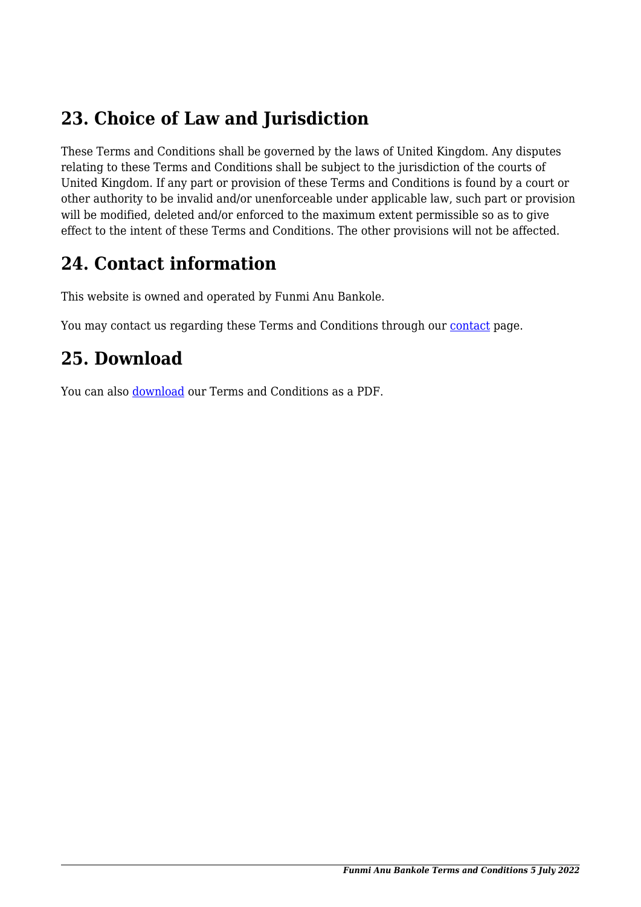## 23. Choice of Law and Jurisdiction

These Terms and Conditions shall be governed by the laws of United Kingdom. Any disputes relating to these Terms and Conditions shall be subject to the jurisdiction of the courts of United Kingdom. If any part or provision of these Terms and Conditions is found by a court or other authority to be invalid and/or unenforceable under applicable law, such part or provision will be modified, deleted and/or enforced to the maximum extent permissible so as to give effect to the intent of these Terms and Conditions. The other provisions will not be affected.

## 24. Contact information

This website is owned and operated by Funmi Anu Bankole.

You may contact us regarding these Terms and Conditions through our contact page.

## 25. Download

You can also download our Terms and Conditions as a PDF.